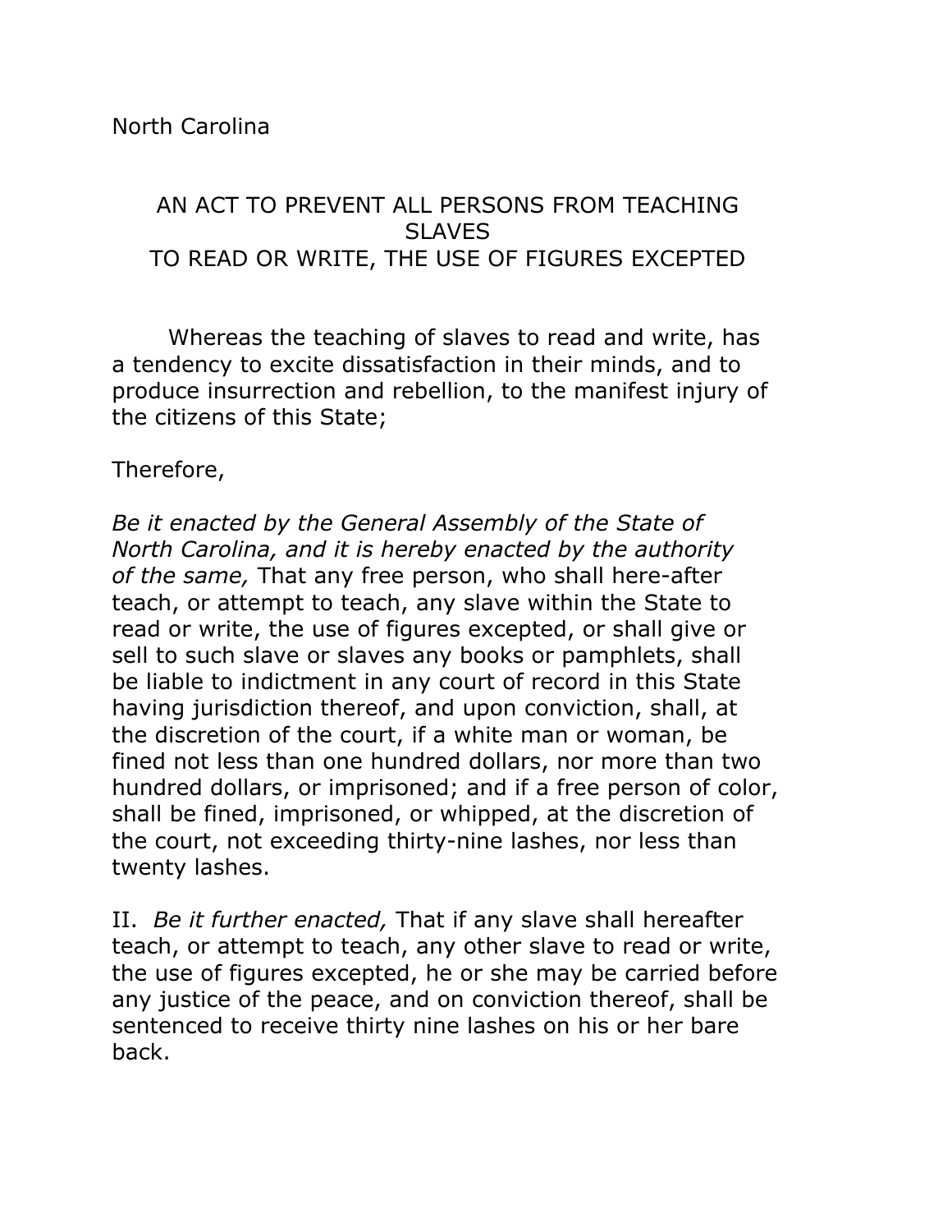North Carolina

## AN ACT TO PREVENT ALL PERSONS FROM TEACHING SLAVES TO READ OR WRITE, THE USE OF FIGURES EXCEPTED

Whereas the teaching of slaves to read and write, has a tendency to excite dissatisfaction in their minds, and to produce insurrection and rebellion, to the manifest injury of the citizens of this State;

Therefore,

*Be it enacted by the General Assembly of the State of North Carolina, and it is hereby enacted by the authority of the same,* That any free person, who shall here-after teach, or attempt to teach, any slave within the State to read or write, the use of figures excepted, or shall give or sell to such slave or slaves any books or pamphlets, shall be liable to indictment in any court of record in this State having jurisdiction thereof, and upon conviction, shall, at the discretion of the court, if a white man or woman, be fined not less than one hundred dollars, nor more than two hundred dollars, or imprisoned; and if a free person of color, shall be fined, imprisoned, or whipped, at the discretion of the court, not exceeding thirty-nine lashes, nor less than twenty lashes.

II. *Be it further enacted,* That if any slave shall hereafter teach, or attempt to teach, any other slave to read or write, the use of figures excepted, he or she may be carried before any justice of the peace, and on conviction thereof, shall be sentenced to receive thirty nine lashes on his or her bare back.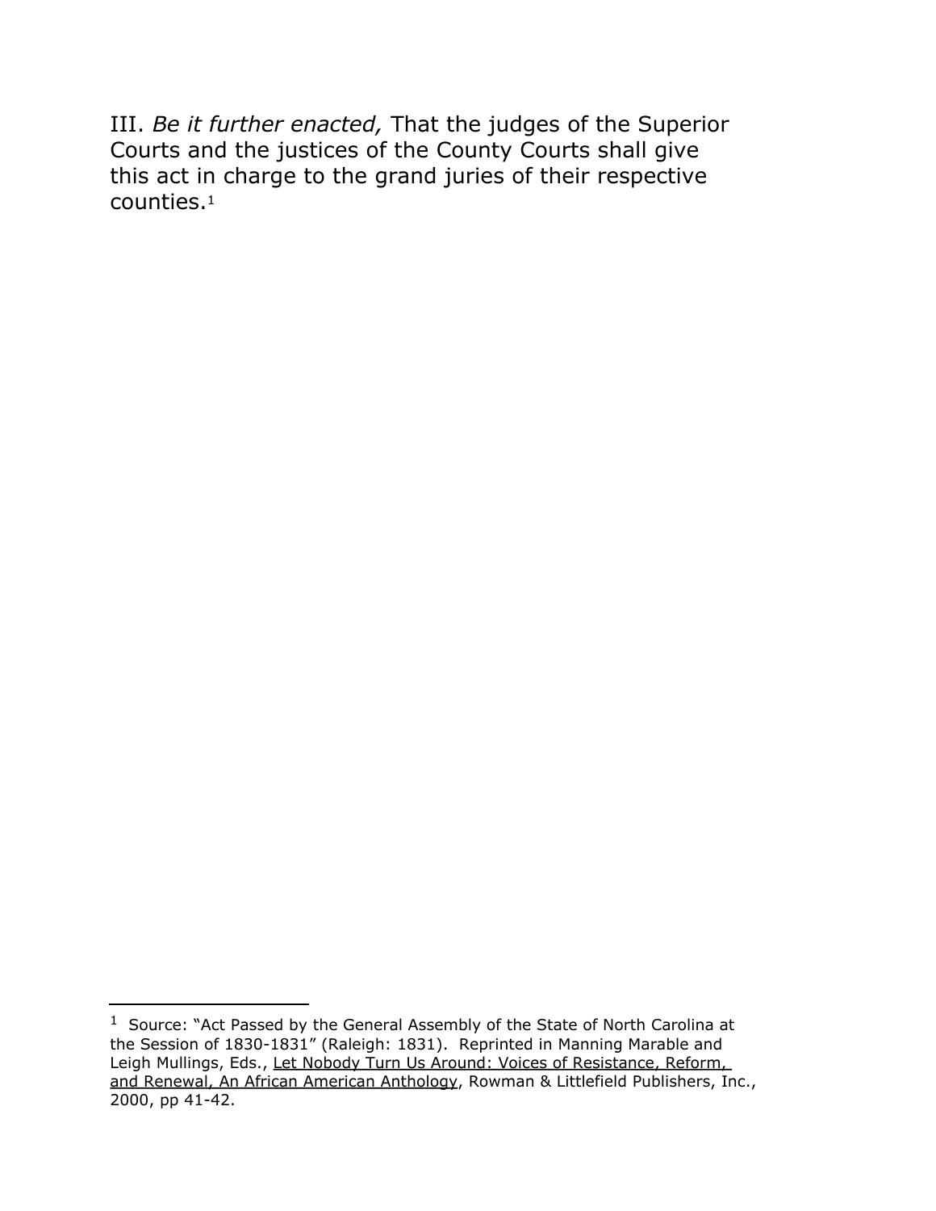III. *Be it further enacted,* That the judges of the Superior Courts and the justices of the County Courts shall give this act in charge to the grand juries of their respective counties.[1]

---

[1] Source: "Act Passed by the General Assembly of the State of North Carolina at the Session of 1830-1831" (Raleigh: 1831). Reprinted in Manning Marable and Leigh Mullings, Eds., Let Nobody Turn Us Around: Voices of Resistance, Reform, and Renewal, An African American Anthology, Rowman & Littlefield Publishers, Inc., 2000, pp 41-42.